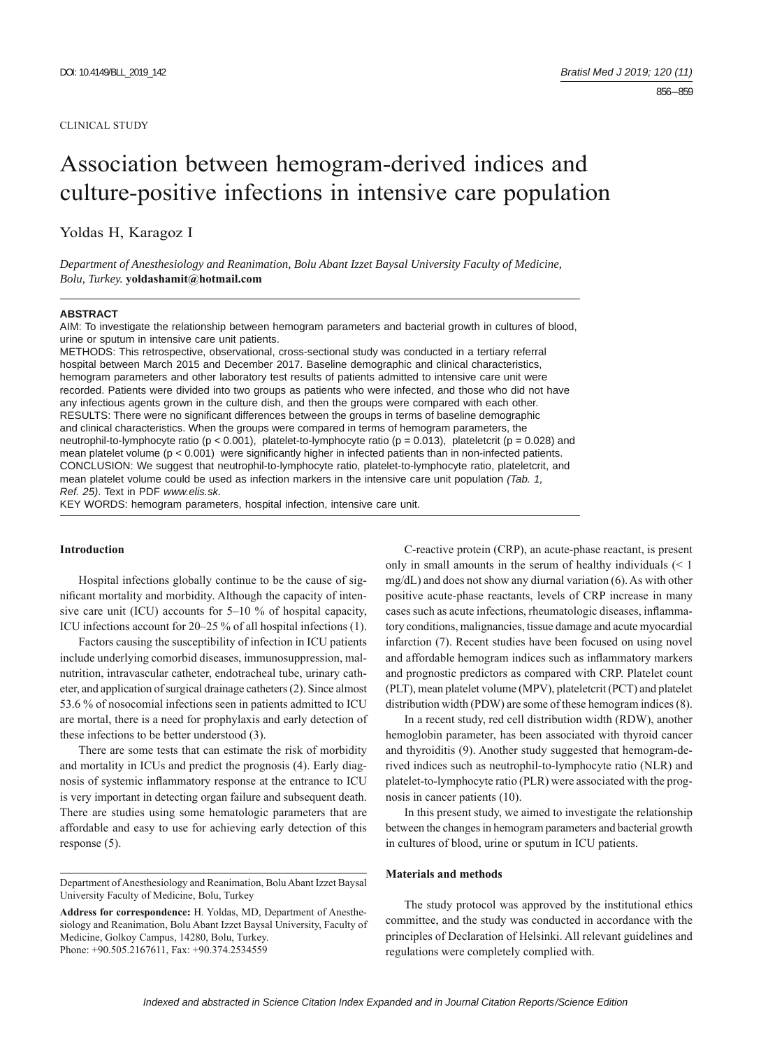CLINICAL STUDY

# Association between hemogram-derived indices and culture-positive infections in intensive care population

Yoldas H, Karagoz I

*Department of Anesthesiology and Reanimation, Bolu Abant Izzet Baysal University Faculty of Medicine, Bolu, Turkey.* **yoldashamit@hotmail.com**

**ABSTRACT**

AIM: To investigate the relationship between hemogram parameters and bacterial growth in cultures of blood, urine or sputum in intensive care unit patients.

METHODS: This retrospective, observational, cross-sectional study was conducted in a tertiary referral hospital between March 2015 and December 2017. Baseline demographic and clinical characteristics, hemogram parameters and other laboratory test results of patients admitted to intensive care unit were recorded. Patients were divided into two groups as patients who were infected, and those who did not have any infectious agents grown in the culture dish, and then the groups were compared with each other.

RESULTS: There were no significant differences between the groups in terms of baseline demographic and clinical characteristics. When the groups were compared in terms of hemogram parameters, the neutrophil-to-lymphocyte ratio ($p < 0.001$), platelet-to-lymphocyte ratio ($p = 0.013$), plateletcrit ($p = 0.028$) and mean platelet volume ($p < 0.001$) were significantly higher in infected patients than in non-infected patients.

CONCLUSION: We suggest that neutrophil-to-lymphocyte ratio, platelet-to-lymphocyte ratio, plateletcrit, and mean platelet volume could be used as infection markers in the intensive care unit population *(Tab. 1, Ref. 25)*. Text in PDF *www.elis.sk.*

KEY WORDS: hemogram parameters, hospital infection, intensive care unit.

## Introduction

Hospital infections globally continue to be the cause of significant mortality and morbidity. Although the capacity of intensive care unit (ICU) accounts for 5–10 % of hospital capacity, ICU infections account for 20–25 % of all hospital infections (1).

Factors causing the susceptibility of infection in ICU patients include underlying comorbid diseases, immunosuppression, malnutrition, intravascular catheter, endotracheal tube, urinary catheter, and application of surgical drainage catheters (2). Since almost 53.6 % of nosocomial infections seen in patients admitted to ICU are mortal, there is a need for prophylaxis and early detection of these infections to be better understood (3).

There are some tests that can estimate the risk of morbidity and mortality in ICUs and predict the prognosis (4). Early diagnosis of systemic inflammatory response at the entrance to ICU is very important in detecting organ failure and subsequent death. There are studies using some hematologic parameters that are affordable and easy to use for achieving early detection of this response (5).

C-reactive protein (CRP), an acute-phase reactant, is present only in small amounts in the serum of healthy individuals (< 1 mg/dL) and does not show any diurnal variation (6). As with other positive acute-phase reactants, levels of CRP increase in many cases such as acute infections, rheumatologic diseases, inflammatory conditions, malignancies, tissue damage and acute myocardial infarction (7). Recent studies have been focused on using novel and affordable hemogram indices such as inflammatory markers and prognostic predictors as compared with CRP. Platelet count (PLT), mean platelet volume (MPV), plateletcrit (PCT) and platelet distribution width (PDW) are some of these hemogram indices (8).

In a recent study, red cell distribution width (RDW), another hemoglobin parameter, has been associated with thyroid cancer and thyroiditis (9). Another study suggested that hemogram-derived indices such as neutrophil-to-lymphocyte ratio (NLR) and platelet-to-lymphocyte ratio (PLR) were associated with the prognosis in cancer patients (10).

In this present study, we aimed to investigate the relationship between the changes in hemogram parameters and bacterial growth in cultures of blood, urine or sputum in ICU patients.

## Materials and methods

The study protocol was approved by the institutional ethics committee, and the study was conducted in accordance with the principles of Declaration of Helsinki. All relevant guidelines and regulations were completely complied with.

Department of Anesthesiology and Reanimation, Bolu Abant Izzet Baysal University Faculty of Medicine, Bolu, Turkey

**Address for correspondence:** H. Yoldas, MD, Department of Anesthesiology and Reanimation, Bolu Abant Izzet Baysal University, Faculty of Medicine, Golkoy Campus, 14280, Bolu, Turkey.
Phone: +90.505.2167611, Fax: +90.374.2534559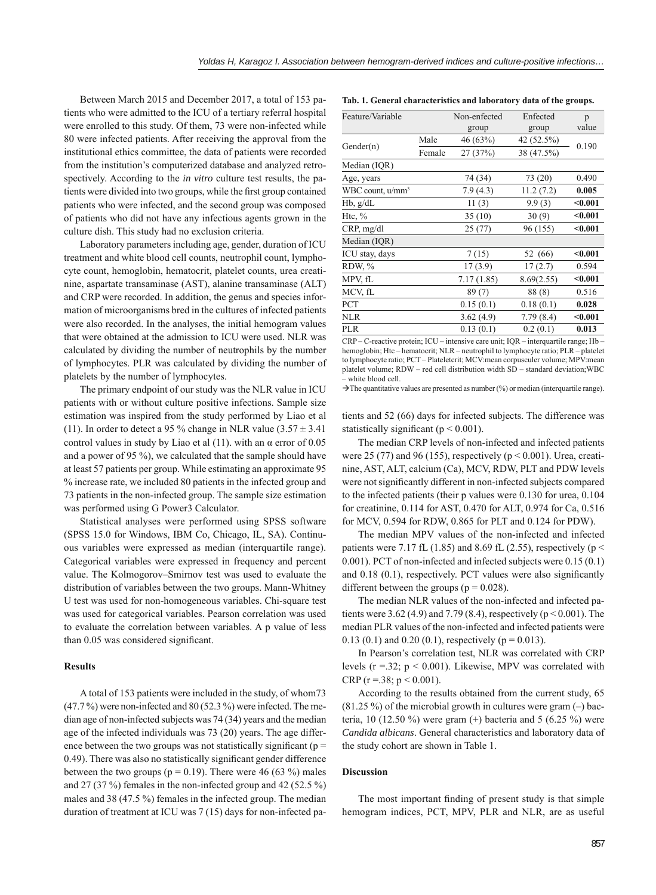Between March 2015 and December 2017, a total of 153 patients who were admitted to the ICU of a tertiary referral hospital were enrolled to this study. Of them, 73 were non-infected while 80 were infected patients. After receiving the approval from the institutional ethics committee, the data of patients were recorded from the institution's computerized database and analyzed retrospectively. According to the *in vitro* culture test results, the patients were divided into two groups, while the first group contained patients who were infected, and the second group was composed of patients who did not have any infectious agents grown in the culture dish. This study had no exclusion criteria.

Laboratory parameters including age, gender, duration of ICU treatment and white blood cell counts, neutrophil count, lymphocyte count, hemoglobin, hematocrit, platelet counts, urea creatinine, aspartate transaminase (AST), alanine transaminase (ALT) and CRP were recorded. In addition, the genus and species information of microorganisms bred in the cultures of infected patients were also recorded. In the analyses, the initial hemogram values that were obtained at the admission to ICU were used. NLR was calculated by dividing the number of neutrophils by the number of lymphocytes. PLR was calculated by dividing the number of platelets by the number of lymphocytes.

The primary endpoint of our study was the NLR value in ICU patients with or without culture positive infections. Sample size estimation was inspired from the study performed by Liao et al (11). In order to detect a 95 % change in NLR value ($3.57 \pm 3.41$ control values in study by Liao et al (11). with an $\alpha$ error of 0.05 and a power of 95 %), we calculated that the sample should have at least 57 patients per group. While estimating an approximate 95 % increase rate, we included 80 patients in the infected group and 73 patients in the non-infected group. The sample size estimation was performed using G Power3 Calculator.

Statistical analyses were performed using SPSS software (SPSS 15.0 for Windows, IBM Co, Chicago, IL, SA). Continuous variables were expressed as median (interquartile range). Categorical variables were expressed in frequency and percent value. The Kolmogorov–Smirnov test was used to evaluate the distribution of variables between the two groups. Mann-Whitney U test was used for non-homogeneous variables. Chi-square test was used for categorical variables. Pearson correlation was used to evaluate the correlation between variables. A p value of less than 0.05 was considered significant.

### Results

A total of 153 patients were included in the study, of whom73 (47.7 %) were non-infected and 80 (52.3 %) were infected. The median age of non-infected subjects was 74 (34) years and the median age of the infected individuals was 73 (20) years. The age difference between the two groups was not statistically significant ($p = 0.49$). There was also no statistically significant gender difference between the two groups ($p = 0.19$). There were 46 (63 %) males and 27 (37 %) females in the non-infected group and 42 (52.5 %) males and 38 (47.5 %) females in the infected group. The median duration of treatment at ICU was 7 (15) days for non-infected patients and 52 (66) days for infected subjects. The difference was statistically significant ($p < 0.001$).

The median CRP levels of non-infected and infected patients were 25 (77) and 96 (155), respectively ($p < 0.001$). Urea, creatinine, AST, ALT, calcium (Ca), MCV, RDW, PLT and PDW levels were not significantly different in non-infected subjects compared to the infected patients (their p values were 0.130 for urea, 0.104 for creatinine, 0.114 for AST, 0.470 for ALT, 0.974 for Ca, 0.516 for MCV, 0.594 for RDW, 0.865 for PLT and 0.124 for PDW).

The median MPV values of the non-infected and infected patients were 7.17 fL (1.85) and 8.69 fL (2.55), respectively ($p < 0.001$). PCT of non-infected and infected subjects were 0.15 (0.1) and 0.18 (0.1), respectively. PCT values were also significantly different between the groups ($p = 0.028$).

The median NLR values of the non-infected and infected patients were 3.62 (4.9) and 7.79 (8.4), respectively ($p < 0.001$). The median PLR values of the non-infected and infected patients were 0.13 (0.1) and 0.20 (0.1), respectively ($p = 0.013$).

In Pearson's correlation test, NLR was correlated with CRP levels ($r = .32$; $p < 0.001$). Likewise, MPV was correlated with CRP ($r = .38$; $p < 0.001$).

According to the results obtained from the current study, 65 (81.25 %) of the microbial growth in cultures were gram (–) bacteria, 10 (12.50 %) were gram (+) bacteria and 5 (6.25 %) were *Candida albicans*. General characteristics and laboratory data of the study cohort are shown in Table 1.

**Tab. 1. General characteristics and laboratory data of the groups.**

| Feature/Variable | | Non-enfected group | Enfected group | p value |
|---|---|---|---|---|
| Gender(n) | Male | 46 (63%) | 42 (52.5%) | 0.190 |
| | Female | 27 (37%) | 38 (47.5%) | |
| Median (IQR) | | | | |
| Age, years | | 74 (34) | 73 (20) | 0.490 |
| WBC count, u/mm³ | | 7.9 (4.3) | 11.2 (7.2) | **0.005** |
| Hb, g/dL | | 11 (3) | 9.9 (3) | **<0.001** |
| Htc, % | | 35 (10) | 30 (9) | **<0.001** |
| CRP, mg/dl | | 25 (77) | 96 (155) | **<0.001** |
| Median (IQR) | | | | |
| ICU stay, days | | 7 (15) | 52 (66) | **<0.001** |
| RDW, % | | 17 (3.9) | 17 (2.7) | 0.594 |
| MPV, fL | | 7.17 (1.85) | 8.69(2.55) | **<0.001** |
| MCV, fL | | 89 (7) | 88 (8) | 0.516 |
| PCT | | 0.15 (0.1) | 0.18 (0.1) | **0.028** |
| NLR | | 3.62 (4.9) | 7.79 (8.4) | **<0.001** |
| PLR | | 0.13 (0.1) | 0.2 (0.1) | **0.013** |

CRP – C-reactive protein; ICU – intensive care unit; IQR – interquartile range; Hb – hemoglobin; Htc – hematocrit; NLR – neutrophil to lymphocyte ratio; PLR – platelet to lymphocyte ratio; PCT – Plateletcrit; MCV:mean corpusculer volume; MPV:mean platelet volume; RDW – red cell distribution width SD – standard deviation;WBC – white blood cell.

→The quantitative values are presented as number (%) or median (interquartile range).

### Discussion

The most important finding of present study is that simple hemogram indices, PCT, MPV, PLR and NLR, are as useful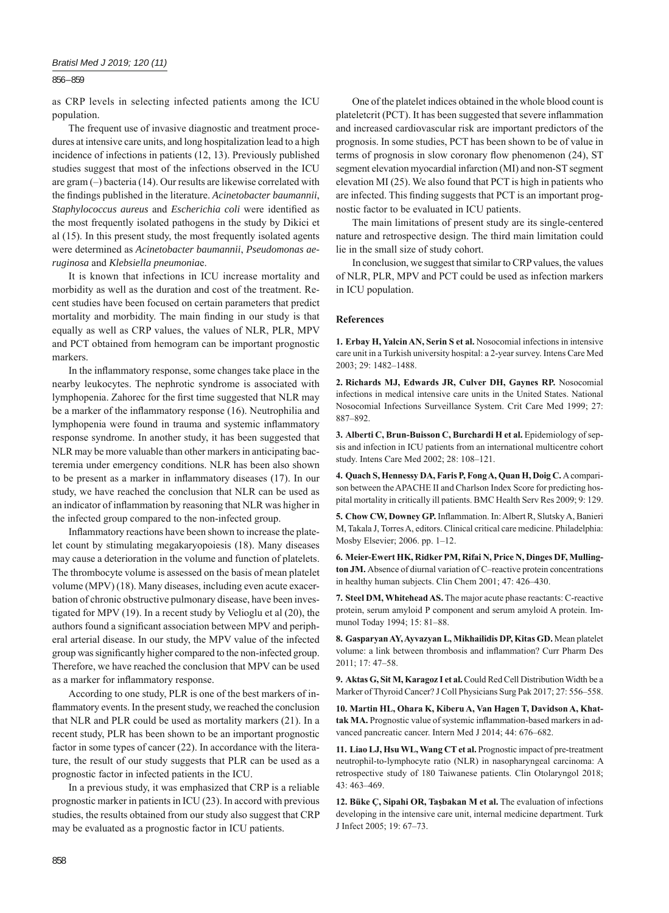as CRP levels in selecting infected patients among the ICU population.

The frequent use of invasive diagnostic and treatment procedures at intensive care units, and long hospitalization lead to a high incidence of infections in patients (12, 13). Previously published studies suggest that most of the infections observed in the ICU are gram (–) bacteria (14). Our results are likewise correlated with the findings published in the literature. *Acinetobacter baumannii*, *Staphylococcus aureus* and *Escherichia coli* were identified as the most frequently isolated pathogens in the study by Dikici et al (15). In this present study, the most frequently isolated agents were determined as *Acinetobacter baumannii*, *Pseudomonas aeruginosa* and *Klebsiella pneumonia*e.

It is known that infections in ICU increase mortality and morbidity as well as the duration and cost of the treatment. Recent studies have been focused on certain parameters that predict mortality and morbidity. The main finding in our study is that equally as well as CRP values, the values of NLR, PLR, MPV and PCT obtained from hemogram can be important prognostic markers.

In the inflammatory response, some changes take place in the nearby leukocytes. The nephrotic syndrome is associated with lymphopenia. Zahorec for the first time suggested that NLR may be a marker of the inflammatory response (16). Neutrophilia and lymphopenia were found in trauma and systemic inflammatory response syndrome. In another study, it has been suggested that NLR may be more valuable than other markers in anticipating bacteremia under emergency conditions. NLR has been also shown to be present as a marker in inflammatory diseases (17). In our study, we have reached the conclusion that NLR can be used as an indicator of inflammation by reasoning that NLR was higher in the infected group compared to the non-infected group.

Inflammatory reactions have been shown to increase the platelet count by stimulating megakaryopoiesis (18). Many diseases may cause a deterioration in the volume and function of platelets. The thrombocyte volume is assessed on the basis of mean platelet volume (MPV) (18). Many diseases, including even acute exacerbation of chronic obstructive pulmonary disease, have been investigated for MPV (19). In a recent study by Velioglu et al (20), the authors found a significant association between MPV and peripheral arterial disease. In our study, the MPV value of the infected group was significantly higher compared to the non-infected group. Therefore, we have reached the conclusion that MPV can be used as a marker for inflammatory response.

According to one study, PLR is one of the best markers of inflammatory events. In the present study, we reached the conclusion that NLR and PLR could be used as mortality markers (21). In a recent study, PLR has been shown to be an important prognostic factor in some types of cancer (22). In accordance with the literature, the result of our study suggests that PLR can be used as a prognostic factor in infected patients in the ICU.

In a previous study, it was emphasized that CRP is a reliable prognostic marker in patients in ICU (23). In accord with previous studies, the results obtained from our study also suggest that CRP may be evaluated as a prognostic factor in ICU patients.

One of the platelet indices obtained in the whole blood count is plateletcrit (PCT). It has been suggested that severe inflammation and increased cardiovascular risk are important predictors of the prognosis. In some studies, PCT has been shown to be of value in terms of prognosis in slow coronary flow phenomenon (24), ST segment elevation myocardial infarction (MI) and non-ST segment elevation MI (25). We also found that PCT is high in patients who are infected. This finding suggests that PCT is an important prognostic factor to be evaluated in ICU patients.

The main limitations of present study are its single-centered nature and retrospective design. The third main limitation could lie in the small size of study cohort.

In conclusion, we suggest that similar to CRP values, the values of NLR, PLR, MPV and PCT could be used as infection markers in ICU population.

## References

**1. Erbay H, Yalcin AN, Serin S et al.** Nosocomial infections in intensive care unit in a Turkish university hospital: a 2-year survey. Intens Care Med 2003; 29: 1482–1488.

**2. Richards MJ, Edwards JR, Culver DH, Gaynes RP.** Nosocomial infections in medical intensive care units in the United States. National Nosocomial Infections Surveillance System. Crit Care Med 1999; 27: 887–892.

**3. Alberti C, Brun-Buisson C, Burchardi H et al.** Epidemiology of sepsis and infection in ICU patients from an international multicentre cohort study. Intens Care Med 2002; 28: 108–121.

**4. Quach S, Hennessy DA, Faris P, Fong A, Quan H, Doig C.** A comparison between the APACHE II and Charlson Index Score for predicting hospital mortality in critically ill patients. BMC Health Serv Res 2009; 9: 129.

**5. Chow CW, Downey GP.** Inflammation. In: Albert R, Slutsky A, Banieri M, Takala J, Torres A, editors. Clinical critical care medicine. Philadelphia: Mosby Elsevier; 2006. pp. 1–12.

**6. Meier-Ewert HK, Ridker PM, Rifai N, Price N, Dinges DF, Mullington JM.** Absence of diurnal variation of C–reactive protein concentrations in healthy human subjects. Clin Chem 2001; 47: 426–430.

**7. Steel DM, Whitehead AS.** The major acute phase reactants: C-reactive protein, serum amyloid P component and serum amyloid A protein. Immunol Today 1994; 15: 81–88.

**8. Gasparyan AY, Ayvazyan L, Mikhailidis DP, Kitas GD.** Mean platelet volume: a link between thrombosis and inflammation? Curr Pharm Des 2011; 17: 47–58.

**9. Aktas G, Sit M, Karagoz I et al.** Could Red Cell Distribution Width be a Marker of Thyroid Cancer? J Coll Physicians Surg Pak 2017; 27: 556–558.

**10. Martin HL, Ohara K, Kiberu A, Van Hagen T, Davidson A, Khattak MA.** Prognostic value of systemic inflammation-based markers in advanced pancreatic cancer. Intern Med J 2014; 44: 676–682.

**11. Liao LJ, Hsu WL, Wang CT et al.** Prognostic impact of pre-treatment neutrophil-to-lymphocyte ratio (NLR) in nasopharyngeal carcinoma: A retrospective study of 180 Taiwanese patients. Clin Otolaryngol 2018; 43: 463–469.

**12. Büke Ç, Sipahi OR, Taşbakan M et al.** The evaluation of infections developing in the intensive care unit, internal medicine department. Turk J Infect 2005; 19: 67–73.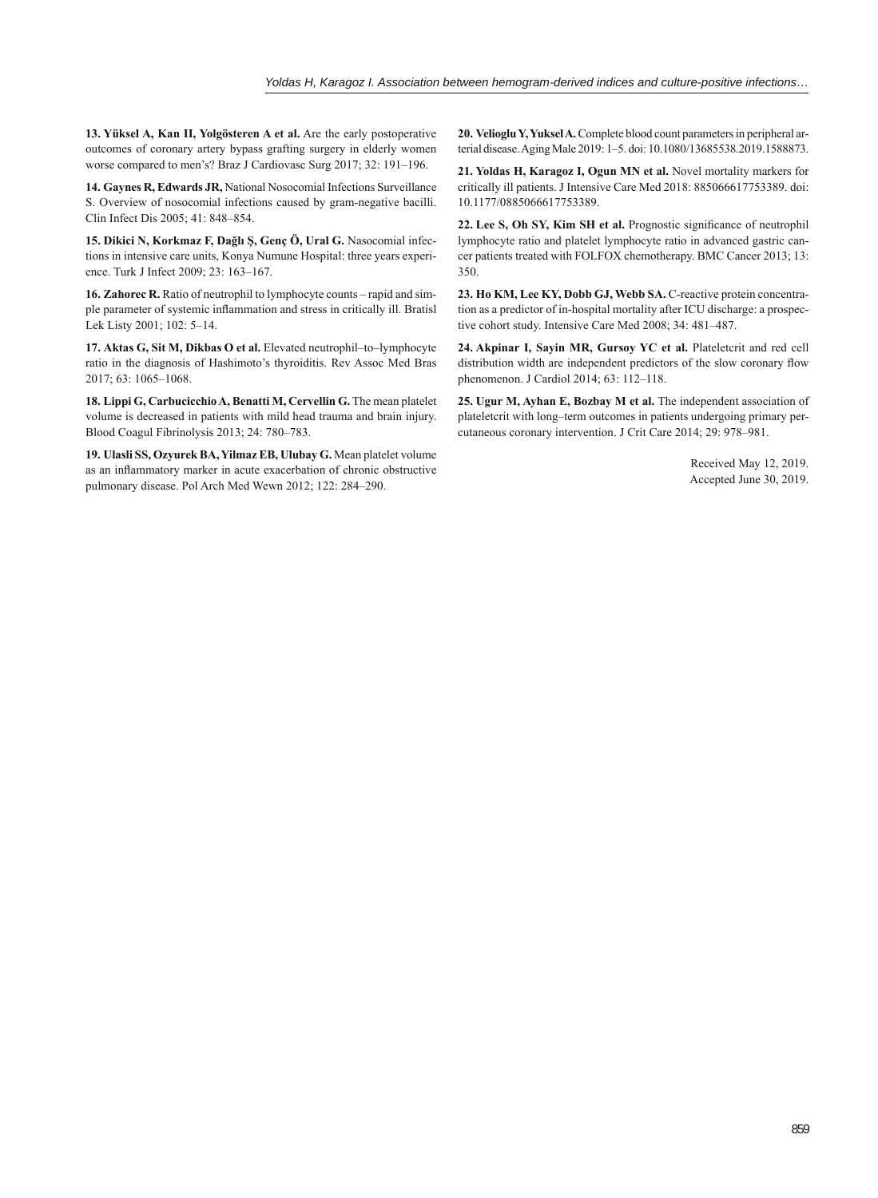**13. Yüksel A, Kan II, Yolgösteren A et al.** Are the early postoperative outcomes of coronary artery bypass grafting surgery in elderly women worse compared to men's? Braz J Cardiovasc Surg 2017; 32: 191–196.

**14. Gaynes R, Edwards JR,** National Nosocomial Infections Surveillance S. Overview of nosocomial infections caused by gram-negative bacilli. Clin Infect Dis 2005; 41: 848–854.

**15. Dikici N, Korkmaz F, Dağlı Ş, Genç Ö, Ural G.** Nasocomial infections in intensive care units, Konya Numune Hospital: three years experience. Turk J Infect 2009; 23: 163–167.

**16. Zahorec R.** Ratio of neutrophil to lymphocyte counts – rapid and simple parameter of systemic inflammation and stress in critically ill. Bratisl Lek Listy 2001; 102: 5–14.

**17. Aktas G, Sit M, Dikbas O et al.** Elevated neutrophil–to–lymphocyte ratio in the diagnosis of Hashimoto's thyroiditis. Rev Assoc Med Bras 2017; 63: 1065–1068.

**18. Lippi G, Carbucicchio A, Benatti M, Cervellin G.** The mean platelet volume is decreased in patients with mild head trauma and brain injury. Blood Coagul Fibrinolysis 2013; 24: 780–783.

**19. Ulasli SS, Ozyurek BA, Yilmaz EB, Ulubay G.** Mean platelet volume as an inflammatory marker in acute exacerbation of chronic obstructive pulmonary disease. Pol Arch Med Wewn 2012; 122: 284–290.

**20. Velioglu Y, Yuksel A.** Complete blood count parameters in peripheral arterial disease. Aging Male 2019: 1–5. doi: 10.1080/13685538.2019.1588873.

**21. Yoldas H, Karagoz I, Ogun MN et al.** Novel mortality markers for critically ill patients. J Intensive Care Med 2018: 885066617753389. doi: 10.1177/0885066617753389.

**22. Lee S, Oh SY, Kim SH et al.** Prognostic significance of neutrophil lymphocyte ratio and platelet lymphocyte ratio in advanced gastric cancer patients treated with FOLFOX chemotherapy. BMC Cancer 2013; 13: 350.

**23. Ho KM, Lee KY, Dobb GJ, Webb SA.** C-reactive protein concentration as a predictor of in-hospital mortality after ICU discharge: a prospective cohort study. Intensive Care Med 2008; 34: 481–487.

**24. Akpinar I, Sayin MR, Gursoy YC et al.** Plateletcrit and red cell distribution width are independent predictors of the slow coronary flow phenomenon. J Cardiol 2014; 63: 112–118.

**25. Ugur M, Ayhan E, Bozbay M et al.** The independent association of plateletcrit with long–term outcomes in patients undergoing primary percutaneous coronary intervention. J Crit Care 2014; 29: 978–981.

Received May 12, 2019.
Accepted June 30, 2019.